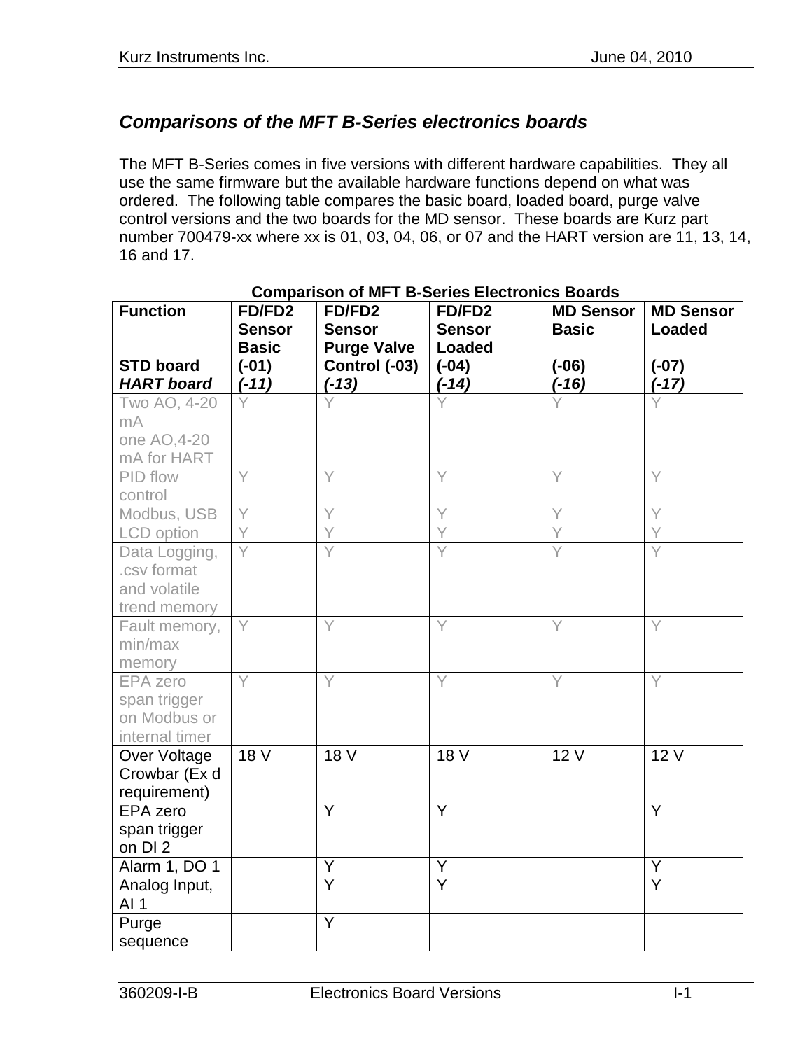## *Comparisons of the MFT B-Series electronics boards*

The MFT B-Series comes in five versions with different hardware capabilities. They all use the same firmware but the available hardware functions depend on what was ordered. The following table compares the basic board, loaded board, purge valve control versions and the two boards for the MD sensor. These boards are Kurz part number 700479-xx where xx is 01, 03, 04, 06, or 07 and the HART version are 11, 13, 14, 16 and 17.

**Comparison of MFT B-Series Electronics Boards**

| **Function**<br><br>**STD board**<br>***HART board*** | **FD/FD2 Sensor Basic**<br>**(-01)**<br>***(-11)*** | **FD/FD2 Sensor Purge Valve Control (-03)**<br>***(-13)*** | **FD/FD2 Sensor Loaded**<br>**(-04)**<br>***(-14)*** | **MD Sensor Basic**<br><br>**(-06)**<br>***(-16)*** | **MD Sensor Loaded**<br><br>**(-07)**<br>***(-17)*** |
|---|---|---|---|---|---|
| Two AO, 4-20 mA<br>one AO,4-20 mA for HART | Y | Y | Y | Y | Y |
| PID flow control | Y | Y | Y | Y | Y |
| Modbus, USB | Y | Y | Y | Y | Y |
| LCD option | Y | Y | Y | Y | Y |
| Data Logging, .csv format and volatile trend memory | Y | Y | Y | Y | Y |
| Fault memory, min/max memory | Y | Y | Y | Y | Y |
| EPA zero span trigger on Modbus or internal timer | Y | Y | Y | Y | Y |
| Over Voltage Crowbar (Ex d requirement) | 18 V | 18 V | 18 V | 12 V | 12 V |
| EPA zero span trigger on DI 2 | | Y | Y | | Y |
| Alarm 1, DO 1 | | Y | Y | | Y |
| Analog Input, AI 1 | | Y | Y | | Y |
| Purge sequence | | Y | | | |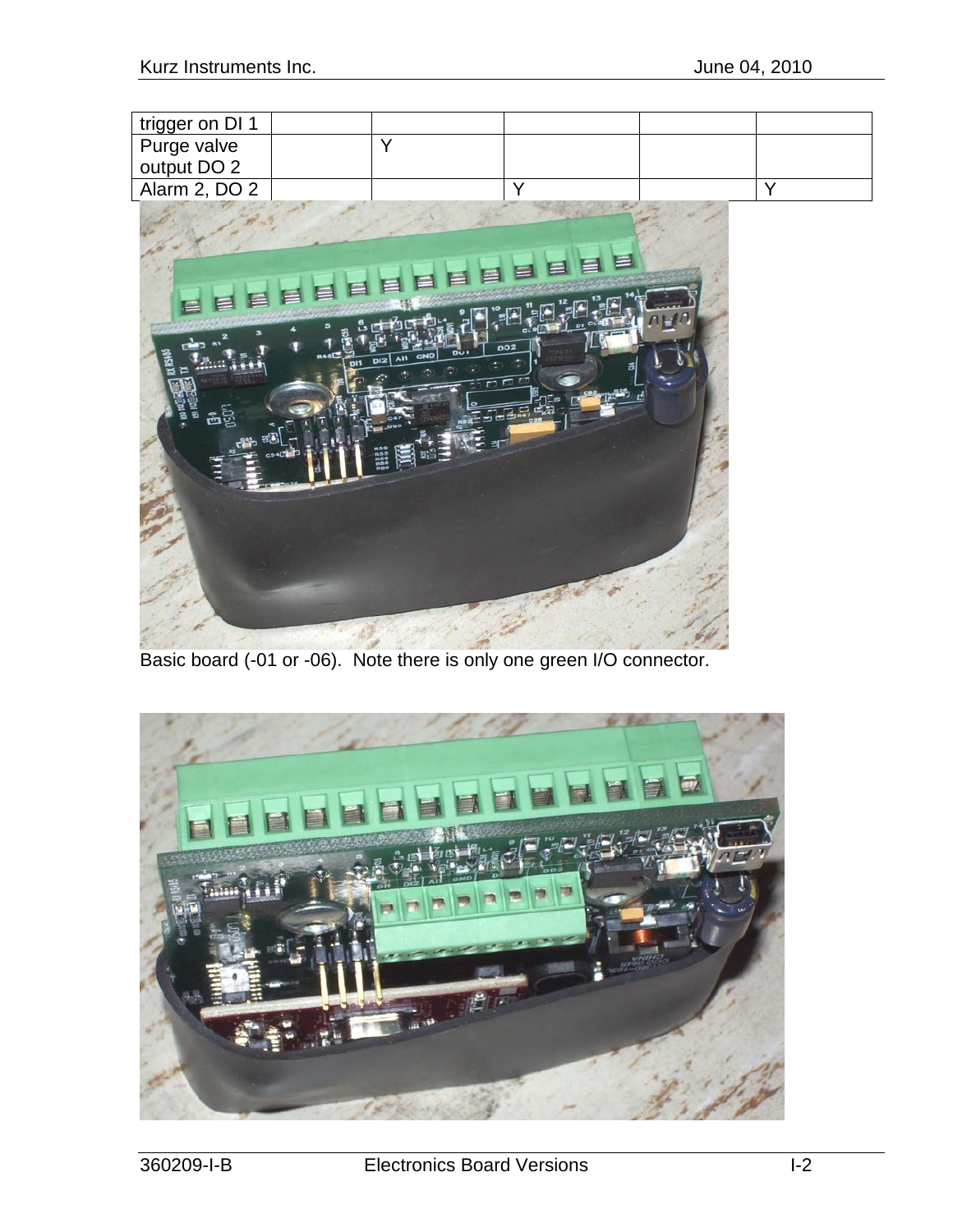| trigger on DI 1 | | | | | |
|---|---|---|---|---|---|
| Purge valve output DO 2 | | Y | | | |
| Alarm 2, DO 2 | | | Y | | Y |

Basic board (-01 or -06). Note there is only one green I/O connector.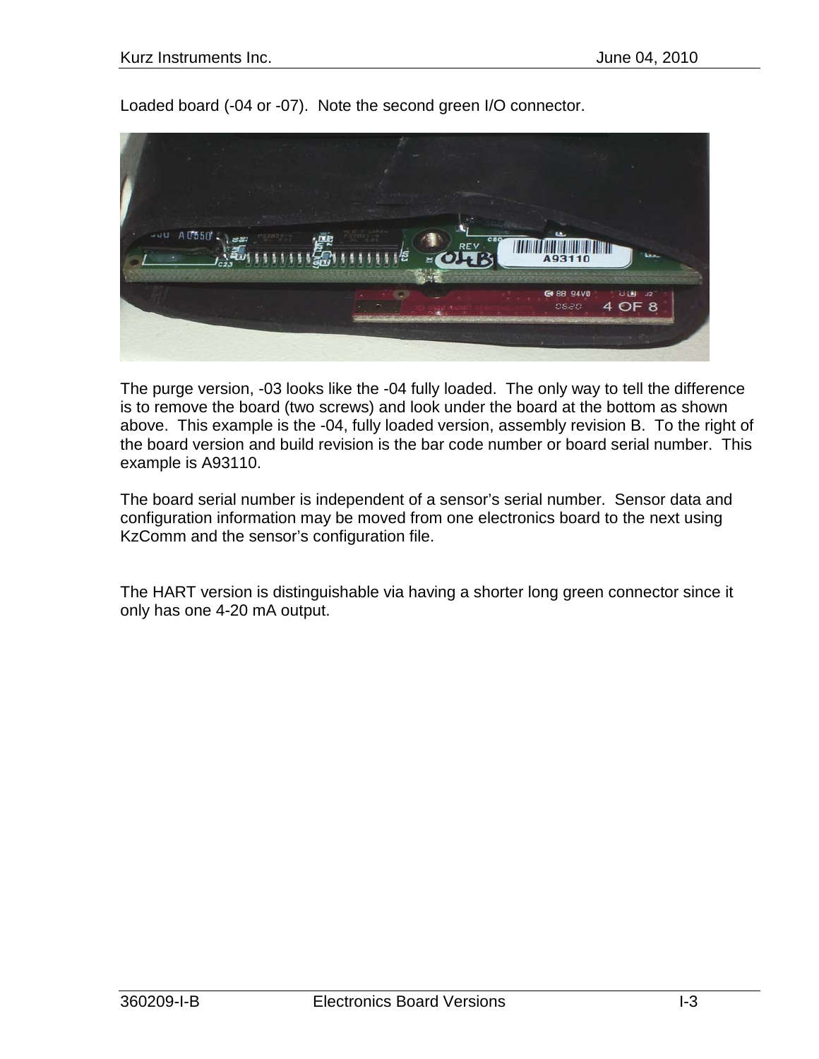Loaded board (-04 or -07). Note the second green I/O connector.

The purge version, -03 looks like the -04 fully loaded. The only way to tell the difference is to remove the board (two screws) and look under the board at the bottom as shown above. This example is the -04, fully loaded version, assembly revision B. To the right of the board version and build revision is the bar code number or board serial number. This example is A93110.

The board serial number is independent of a sensor's serial number. Sensor data and configuration information may be moved from one electronics board to the next using KzComm and the sensor's configuration file.

The HART version is distinguishable via having a shorter long green connector since it only has one 4-20 mA output.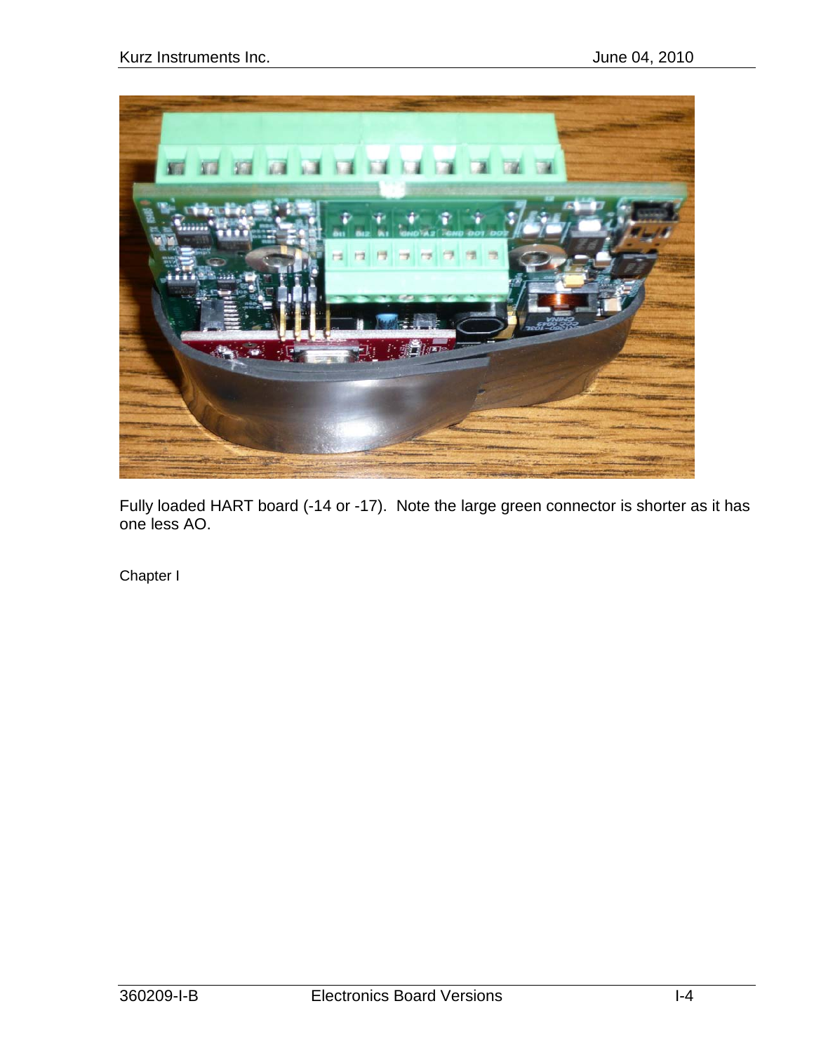Fully loaded HART board (-14 or -17).  Note the large green connector is shorter as it has one less AO.

Chapter I